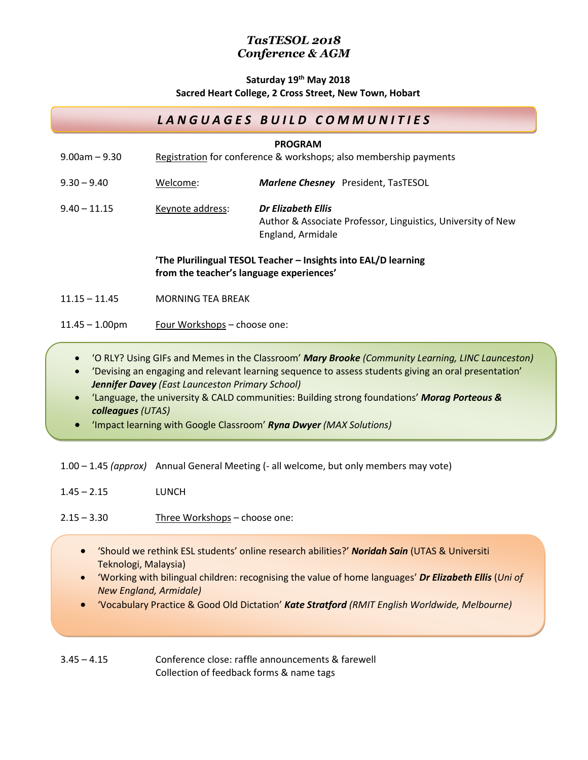# *TasTESOL 2018*
# *Conference & AGM*

**Saturday 19th May 2018**
**Sacred Heart College, 2 Cross Street, New Town, Hobart**

## ***LANGUAGES BUILD COMMUNITIES***

**PROGRAM**

9.00am – 9.30 Registration for conference & workshops; also membership payments

9.30 – 9.40 Welcome: ***Marlene Chesney*** President, TasTESOL

9.40 – 11.15 Keynote address: ***Dr Elizabeth Ellis***
Author & Associate Professor, Linguistics, University of New England, Armidale

**'The Plurilingual TESOL Teacher – Insights into EAL/D learning from the teacher's language experiences'**

11.15 – 11.45 MORNING TEA BREAK

11.45 – 1.00pm Four Workshops – choose one:

- 'O RLY? Using GIFs and Memes in the Classroom' ***Mary Brooke*** *(Community Learning, LINC Launceston)*
- 'Devising an engaging and relevant learning sequence to assess students giving an oral presentation' ***Jennifer Davey*** *(East Launceston Primary School)*
- 'Language, the university & CALD communities: Building strong foundations' ***Morag Porteous & colleagues*** *(UTAS)*
- 'Impact learning with Google Classroom' ***Ryna Dwyer*** *(MAX Solutions)*

1.00 – 1.45 *(approx)* Annual General Meeting (- all welcome, but only members may vote)

1.45 – 2.15 LUNCH

2.15 – 3.30 Three Workshops – choose one:

- 'Should we rethink ESL students' online research abilities?' ***Noridah Sain*** (UTAS & Universiti Teknologi, Malaysia)
- 'Working with bilingual children: recognising the value of home languages' ***Dr Elizabeth Ellis*** (*Uni of New England, Armidale)*
- 'Vocabulary Practice & Good Old Dictation' ***Kate Stratford*** *(RMIT English Worldwide, Melbourne)*

3.45 – 4.15 Conference close: raffle announcements & farewell
Collection of feedback forms & name tags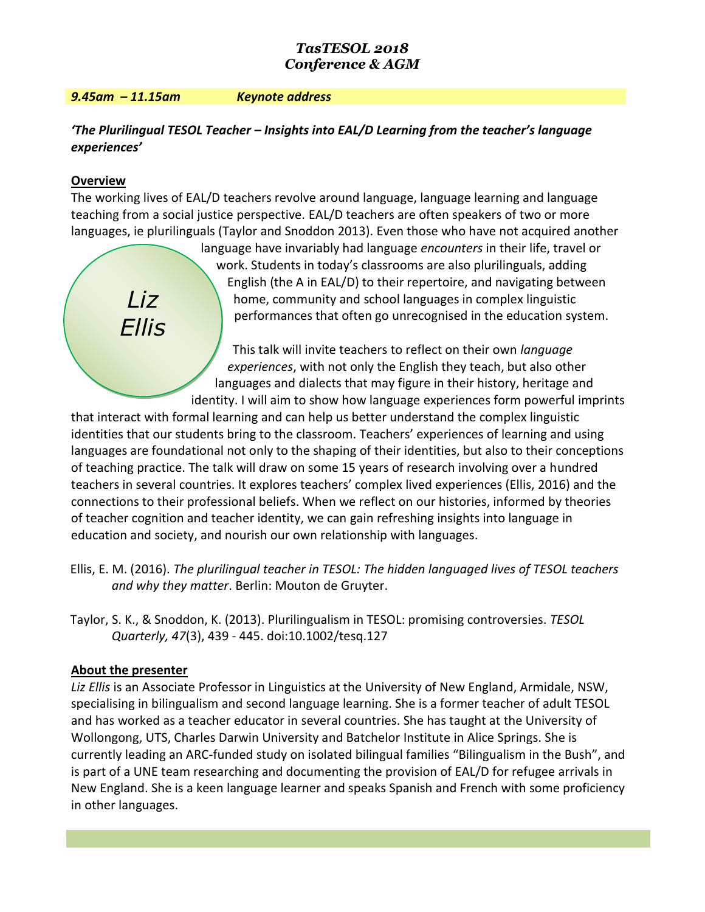# *TasTESOL 2018*
# *Conference & AGM*

***9.45am – 11.15am*** ***Keynote address***

***'The Plurilingual TESOL Teacher – Insights into EAL/D Learning from the teacher's language experiences'***

**Overview**

*Liz Ellis*

The working lives of EAL/D teachers revolve around language, language learning and language teaching from a social justice perspective. EAL/D teachers are often speakers of two or more languages, ie plurilinguals (Taylor and Snoddon 2013). Even those who have not acquired another language have invariably had language *encounters* in their life, travel or work. Students in today's classrooms are also plurilinguals, adding English (the A in EAL/D) to their repertoire, and navigating between home, community and school languages in complex linguistic performances that often go unrecognised in the education system.

This talk will invite teachers to reflect on their own *language experiences*, with not only the English they teach, but also other languages and dialects that may figure in their history, heritage and identity. I will aim to show how language experiences form powerful imprints that interact with formal learning and can help us better understand the complex linguistic identities that our students bring to the classroom. Teachers' experiences of learning and using languages are foundational not only to the shaping of their identities, but also to their conceptions of teaching practice. The talk will draw on some 15 years of research involving over a hundred teachers in several countries. It explores teachers' complex lived experiences (Ellis, 2016) and the connections to their professional beliefs. When we reflect on our histories, informed by theories of teacher cognition and teacher identity, we can gain refreshing insights into language in education and society, and nourish our own relationship with languages.

Ellis, E. M. (2016). *The plurilingual teacher in TESOL: The hidden languaged lives of TESOL teachers and why they matter*. Berlin: Mouton de Gruyter.

Taylor, S. K., & Snoddon, K. (2013). Plurilingualism in TESOL: promising controversies. *TESOL Quarterly, 47*(3), 439 - 445. doi:10.1002/tesq.127

**About the presenter**

*Liz Ellis* is an Associate Professor in Linguistics at the University of New England, Armidale, NSW, specialising in bilingualism and second language learning. She is a former teacher of adult TESOL and has worked as a teacher educator in several countries. She has taught at the University of Wollongong, UTS, Charles Darwin University and Batchelor Institute in Alice Springs. She is currently leading an ARC-funded study on isolated bilingual families "Bilingualism in the Bush", and is part of a UNE team researching and documenting the provision of EAL/D for refugee arrivals in New England. She is a keen language learner and speaks Spanish and French with some proficiency in other languages.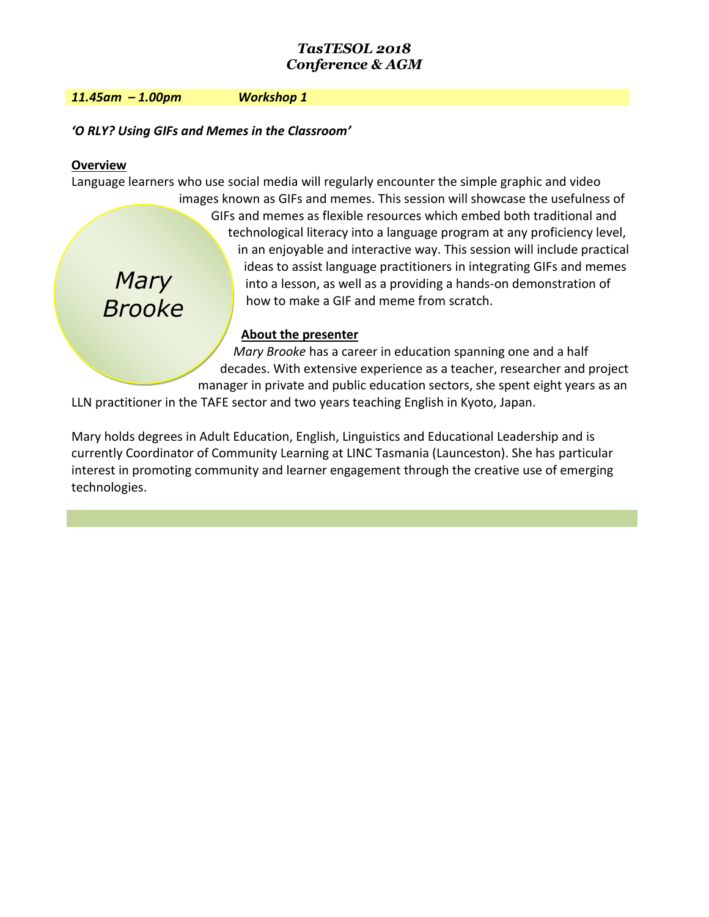***TasTESOL 2018***
***Conference & AGM***

***11.45am – 1.00pm*** ***Workshop 1***

***'O RLY? Using GIFs and Memes in the Classroom'***

**Overview**

*Mary Brooke*

Language learners who use social media will regularly encounter the simple graphic and video images known as GIFs and memes. This session will showcase the usefulness of GIFs and memes as flexible resources which embed both traditional and technological literacy into a language program at any proficiency level, in an enjoyable and interactive way. This session will include practical ideas to assist language practitioners in integrating GIFs and memes into a lesson, as well as a providing a hands-on demonstration of how to make a GIF and meme from scratch.

**About the presenter**

*Mary Brooke* has a career in education spanning one and a half decades. With extensive experience as a teacher, researcher and project manager in private and public education sectors, she spent eight years as an LLN practitioner in the TAFE sector and two years teaching English in Kyoto, Japan.

Mary holds degrees in Adult Education, English, Linguistics and Educational Leadership and is currently Coordinator of Community Learning at LINC Tasmania (Launceston). She has particular interest in promoting community and learner engagement through the creative use of emerging technologies.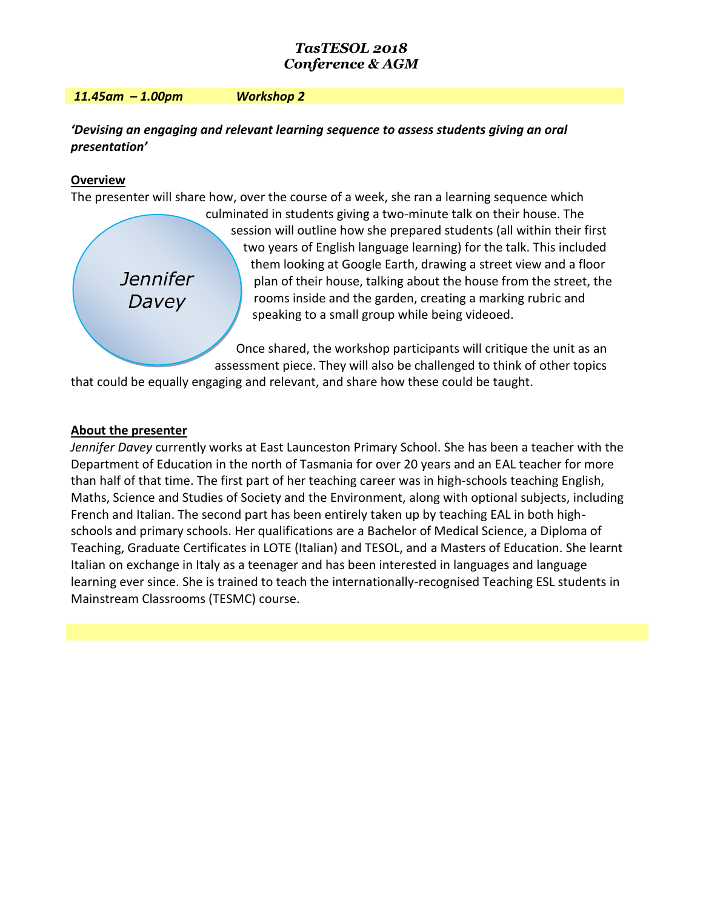***TasTESOL 2018***
***Conference & AGM***

***11.45am – 1.00pm*** ***Workshop 2***

***'Devising an engaging and relevant learning sequence to assess students giving an oral presentation'***

**Overview**

*Jennifer Davey*

The presenter will share how, over the course of a week, she ran a learning sequence which culminated in students giving a two-minute talk on their house. The session will outline how she prepared students (all within their first two years of English language learning) for the talk. This included them looking at Google Earth, drawing a street view and a floor plan of their house, talking about the house from the street, the rooms inside and the garden, creating a marking rubric and speaking to a small group while being videoed.

Once shared, the workshop participants will critique the unit as an assessment piece. They will also be challenged to think of other topics that could be equally engaging and relevant, and share how these could be taught.

**About the presenter**

*Jennifer Davey* currently works at East Launceston Primary School. She has been a teacher with the Department of Education in the north of Tasmania for over 20 years and an EAL teacher for more than half of that time. The first part of her teaching career was in high-schools teaching English, Maths, Science and Studies of Society and the Environment, along with optional subjects, including French and Italian. The second part has been entirely taken up by teaching EAL in both high-schools and primary schools. Her qualifications are a Bachelor of Medical Science, a Diploma of Teaching, Graduate Certificates in LOTE (Italian) and TESOL, and a Masters of Education. She learnt Italian on exchange in Italy as a teenager and has been interested in languages and language learning ever since. She is trained to teach the internationally-recognised Teaching ESL students in Mainstream Classrooms (TESMC) course.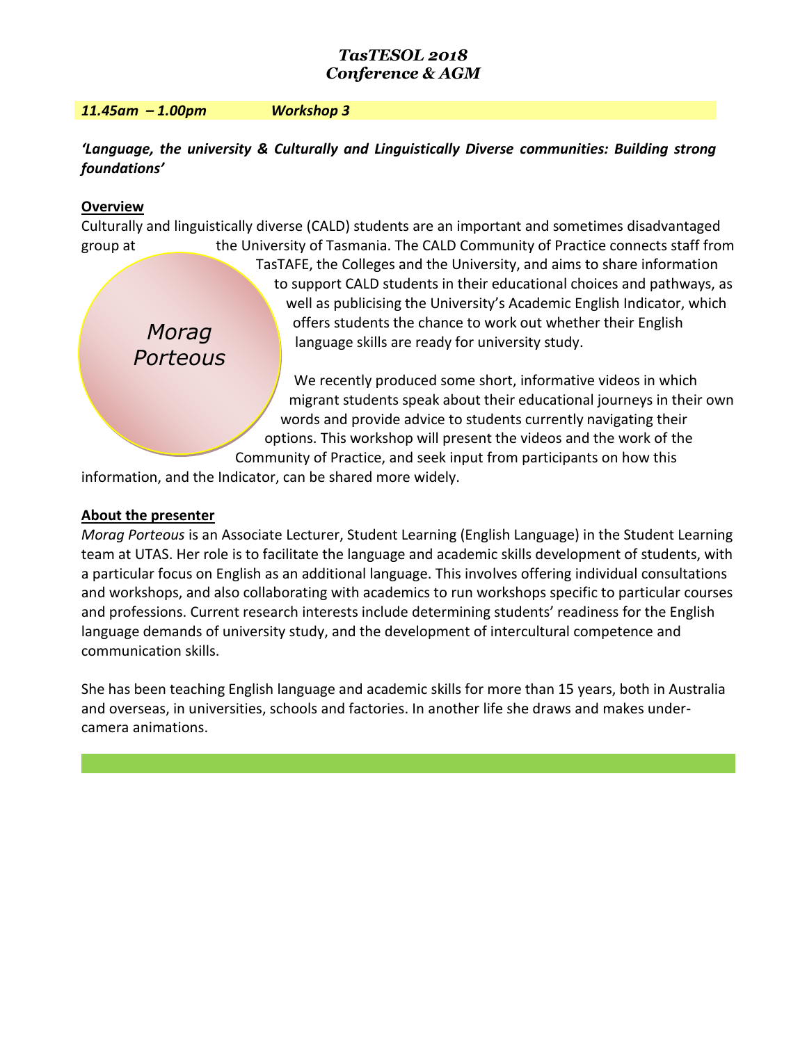# *TasTESOL 2018*
# *Conference & AGM*

***11.45am – 1.00pm*** ***Workshop 3***

***'Language, the university & Culturally and Linguistically Diverse communities: Building strong foundations'***

**Overview**

*Morag Porteous*

Culturally and linguistically diverse (CALD) students are an important and sometimes disadvantaged group at the University of Tasmania. The CALD Community of Practice connects staff from TasTAFE, the Colleges and the University, and aims to share information to support CALD students in their educational choices and pathways, as well as publicising the University's Academic English Indicator, which offers students the chance to work out whether their English language skills are ready for university study.

We recently produced some short, informative videos in which migrant students speak about their educational journeys in their own words and provide advice to students currently navigating their options. This workshop will present the videos and the work of the Community of Practice, and seek input from participants on how this information, and the Indicator, can be shared more widely.

**About the presenter**

*Morag Porteous* is an Associate Lecturer, Student Learning (English Language) in the Student Learning team at UTAS. Her role is to facilitate the language and academic skills development of students, with a particular focus on English as an additional language. This involves offering individual consultations and workshops, and also collaborating with academics to run workshops specific to particular courses and professions. Current research interests include determining students' readiness for the English language demands of university study, and the development of intercultural competence and communication skills.

She has been teaching English language and academic skills for more than 15 years, both in Australia and overseas, in universities, schools and factories. In another life she draws and makes under-camera animations.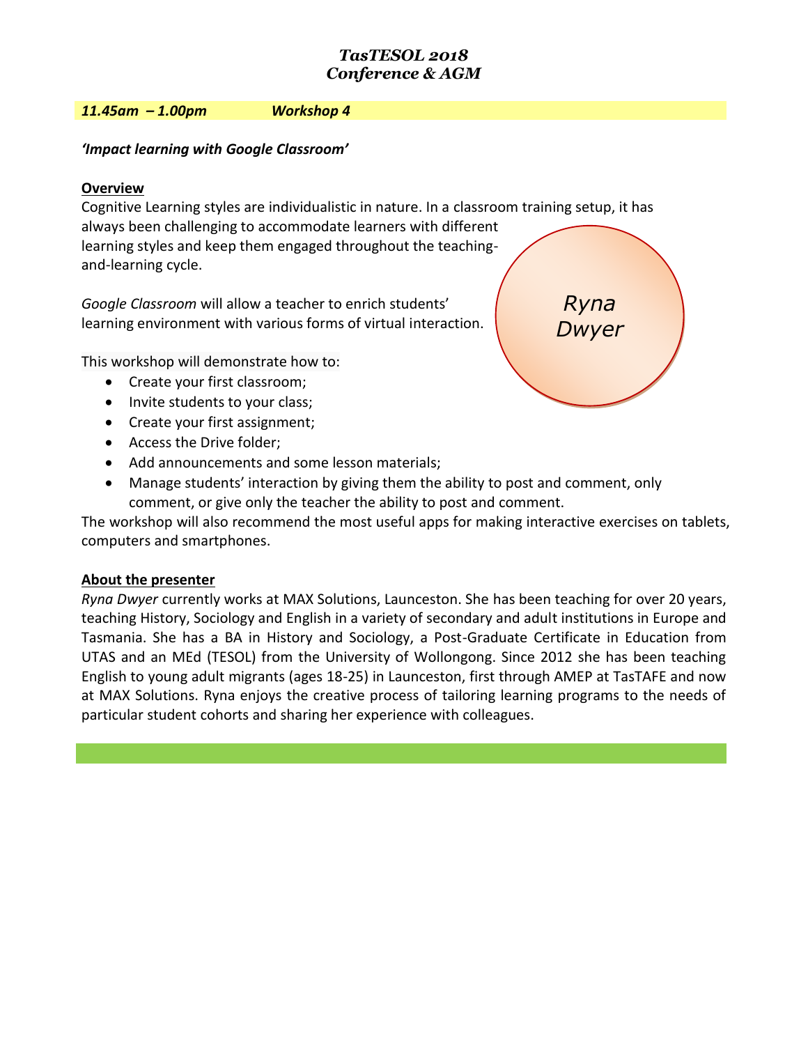# *TasTESOL 2018*
# *Conference & AGM*

***11.45am – 1.00pm*** ***Workshop 4***

***'Impact learning with Google Classroom'***

**Overview**

Cognitive Learning styles are individualistic in nature. In a classroom training setup, it has always been challenging to accommodate learners with different learning styles and keep them engaged throughout the teaching-and-learning cycle.

*Google Classroom* will allow a teacher to enrich students' learning environment with various forms of virtual interaction.

*Ryna Dwyer*

This workshop will demonstrate how to:

- Create your first classroom;
- Invite students to your class;
- Create your first assignment;
- Access the Drive folder;
- Add announcements and some lesson materials;
- Manage students' interaction by giving them the ability to post and comment, only comment, or give only the teacher the ability to post and comment.

The workshop will also recommend the most useful apps for making interactive exercises on tablets, computers and smartphones.

**About the presenter**

*Ryna Dwyer* currently works at MAX Solutions, Launceston. She has been teaching for over 20 years, teaching History, Sociology and English in a variety of secondary and adult institutions in Europe and Tasmania. She has a BA in History and Sociology, a Post-Graduate Certificate in Education from UTAS and an MEd (TESOL) from the University of Wollongong. Since 2012 she has been teaching English to young adult migrants (ages 18-25) in Launceston, first through AMEP at TasTAFE and now at MAX Solutions. Ryna enjoys the creative process of tailoring learning programs to the needs of particular student cohorts and sharing her experience with colleagues.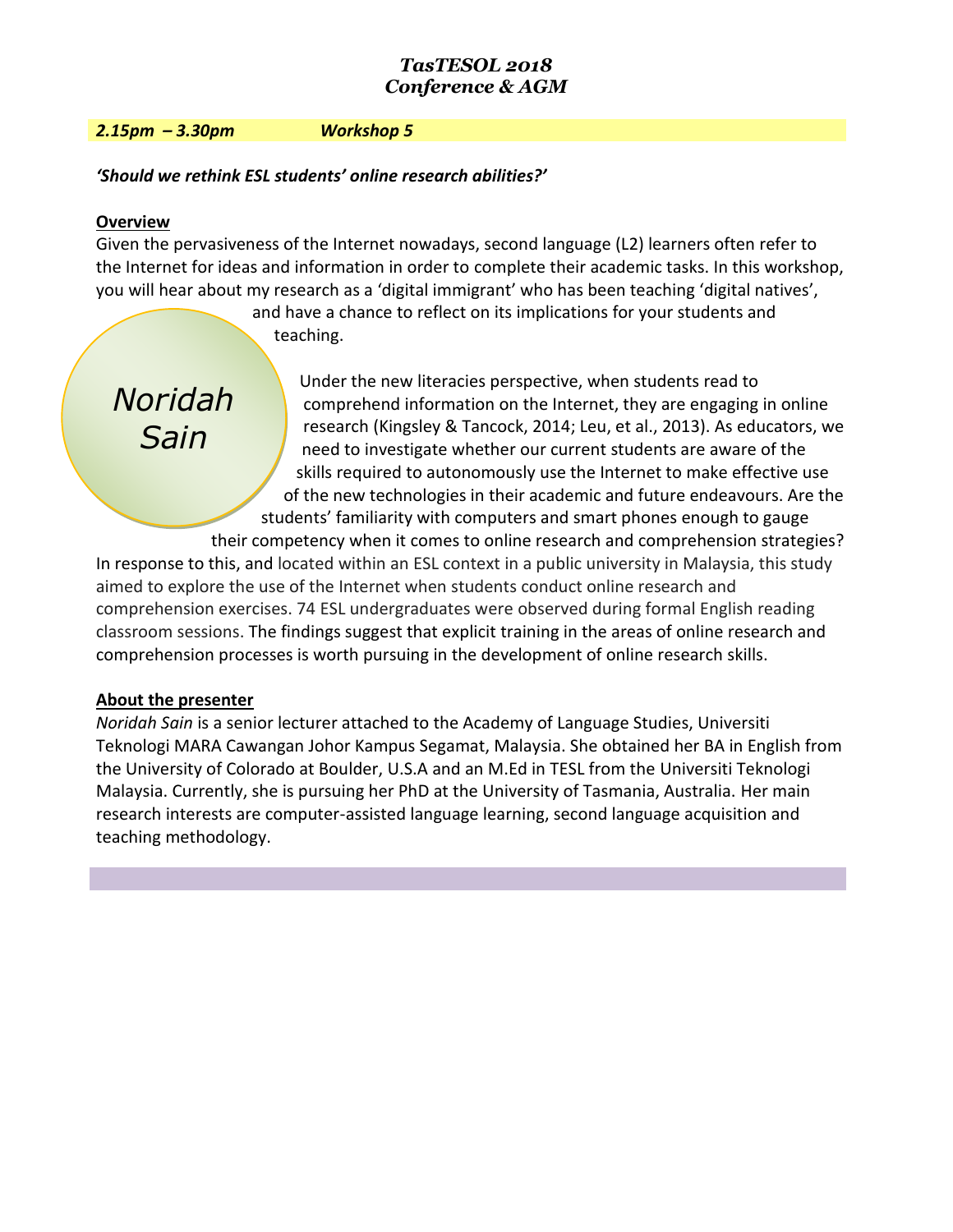# *TasTESOL 2018*
# *Conference & AGM*

***2.15pm – 3.30pm Workshop 5***

***'Should we rethink ESL students' online research abilities?'***

*Noridah Sain*

**Overview**

Given the pervasiveness of the Internet nowadays, second language (L2) learners often refer to the Internet for ideas and information in order to complete their academic tasks. In this workshop, you will hear about my research as a 'digital immigrant' who has been teaching 'digital natives', and have a chance to reflect on its implications for your students and teaching.

Under the new literacies perspective, when students read to comprehend information on the Internet, they are engaging in online research (Kingsley & Tancock, 2014; Leu, et al., 2013). As educators, we need to investigate whether our current students are aware of the skills required to autonomously use the Internet to make effective use of the new technologies in their academic and future endeavours. Are the students' familiarity with computers and smart phones enough to gauge their competency when it comes to online research and comprehension strategies? In response to this, and located within an ESL context in a public university in Malaysia, this study aimed to explore the use of the Internet when students conduct online research and comprehension exercises. 74 ESL undergraduates were observed during formal English reading classroom sessions. The findings suggest that explicit training in the areas of online research and comprehension processes is worth pursuing in the development of online research skills.

**About the presenter**

*Noridah Sain* is a senior lecturer attached to the Academy of Language Studies, Universiti Teknologi MARA Cawangan Johor Kampus Segamat, Malaysia. She obtained her BA in English from the University of Colorado at Boulder, U.S.A and an M.Ed in TESL from the Universiti Teknologi Malaysia. Currently, she is pursuing her PhD at the University of Tasmania, Australia. Her main research interests are computer-assisted language learning, second language acquisition and teaching methodology.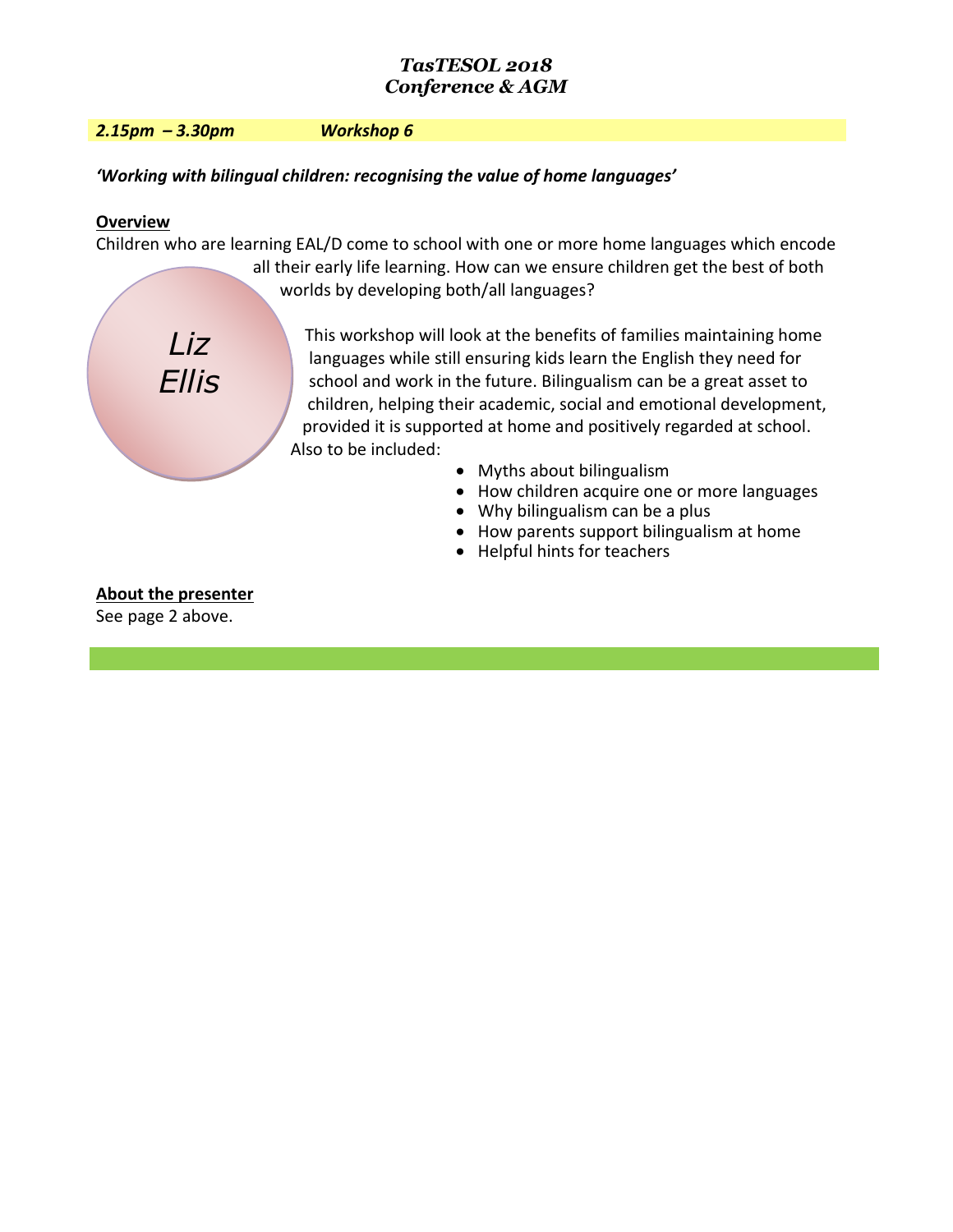## *TasTESOL 2018*
## *Conference & AGM*

***2.15pm – 3.30pm*** ***Workshop 6***

***'Working with bilingual children: recognising the value of home languages'***

**Overview**

Children who are learning EAL/D come to school with one or more home languages which encode all their early life learning. How can we ensure children get the best of both worlds by developing both/all languages?

*Liz Ellis*

This workshop will look at the benefits of families maintaining home languages while still ensuring kids learn the English they need for school and work in the future. Bilingualism can be a great asset to children, helping their academic, social and emotional development, provided it is supported at home and positively regarded at school. Also to be included:

- Myths about bilingualism
- How children acquire one or more languages
- Why bilingualism can be a plus
- How parents support bilingualism at home
- Helpful hints for teachers

**About the presenter**

See page 2 above.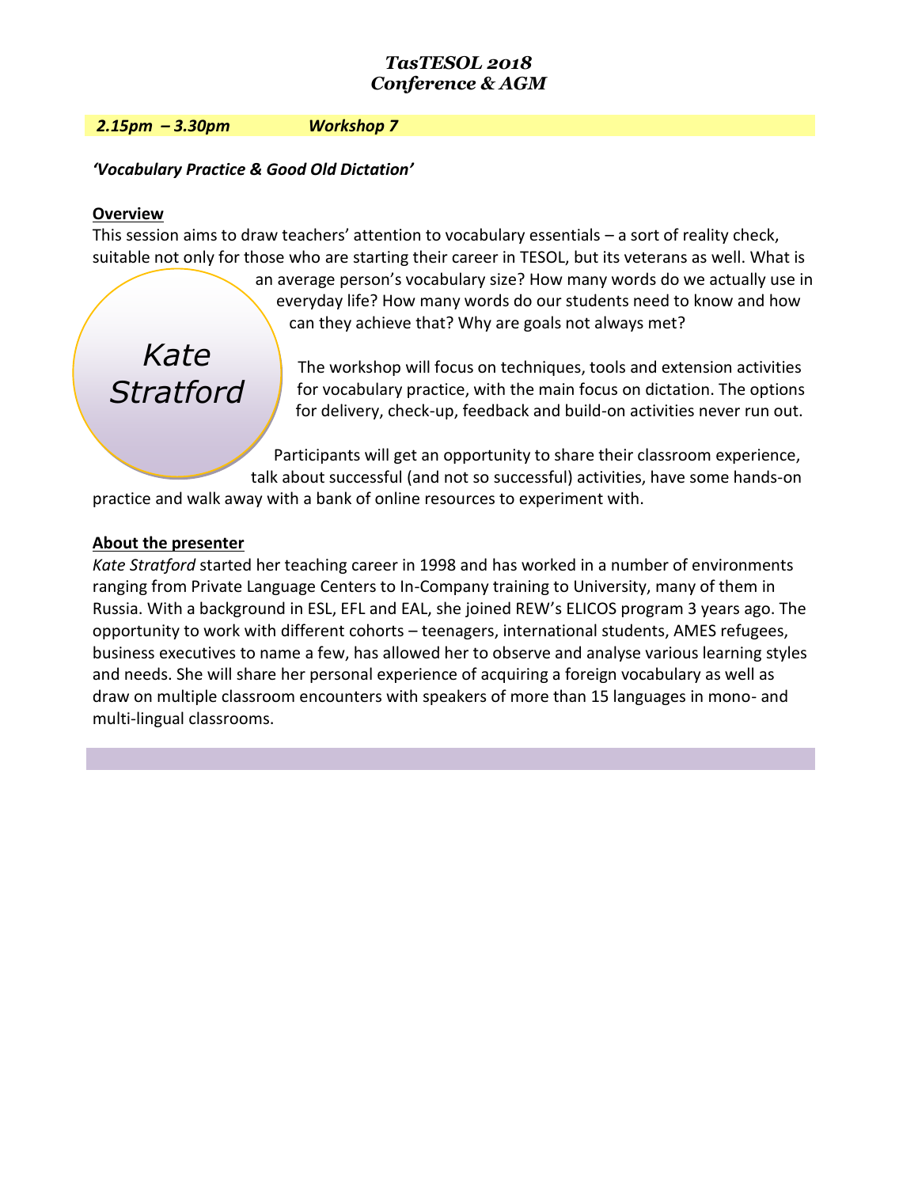***TasTESOL 2018***
***Conference & AGM***

***2.15pm – 3.30pm Workshop 7***

***'Vocabulary Practice & Good Old Dictation'***

**Overview**

This session aims to draw teachers' attention to vocabulary essentials – a sort of reality check, suitable not only for those who are starting their career in TESOL, but its veterans as well. What is an average person's vocabulary size? How many words do we actually use in everyday life? How many words do our students need to know and how can they achieve that? Why are goals not always met?

*Kate Stratford*

The workshop will focus on techniques, tools and extension activities for vocabulary practice, with the main focus on dictation. The options for delivery, check-up, feedback and build-on activities never run out.

Participants will get an opportunity to share their classroom experience, talk about successful (and not so successful) activities, have some hands-on practice and walk away with a bank of online resources to experiment with.

**About the presenter**

*Kate Stratford* started her teaching career in 1998 and has worked in a number of environments ranging from Private Language Centers to In-Company training to University, many of them in Russia. With a background in ESL, EFL and EAL, she joined REW's ELICOS program 3 years ago. The opportunity to work with different cohorts – teenagers, international students, AMES refugees, business executives to name a few, has allowed her to observe and analyse various learning styles and needs. She will share her personal experience of acquiring a foreign vocabulary as well as draw on multiple classroom encounters with speakers of more than 15 languages in mono- and multi-lingual classrooms.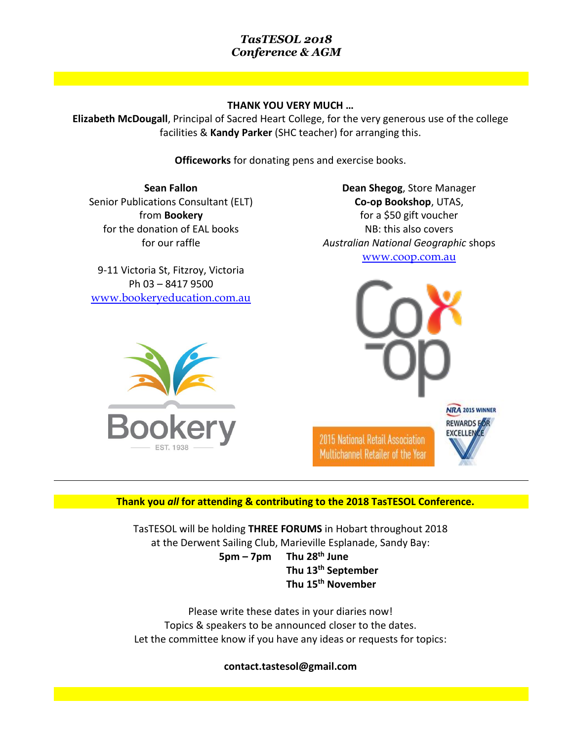*TasTESOL 2018*
*Conference & AGM*

**THANK YOU VERY MUCH …**

**Elizabeth McDougall**, Principal of Sacred Heart College, for the very generous use of the college facilities & **Kandy Parker** (SHC teacher) for arranging this.

**Officeworks** for donating pens and exercise books.

**Sean Fallon**
Senior Publications Consultant (ELT)
from **Bookery**
for the donation of EAL books
for our raffle

9-11 Victoria St, Fitzroy, Victoria
Ph 03 – 8417 9500
www.bookeryeducation.com.au

**Dean Shegog**, Store Manager
**Co-op Bookshop**, UTAS,
for a $50 gift voucher
NB: this also covers
*Australian National Geographic* shops
www.coop.com.au

Bookery
EST. 1938

Co-op

2015 National Retail Association
Multichannel Retailer of the Year

NRA 2015 WINNER
REWARDS FOR EXCELLENCE

---

**Thank you *all* for attending & contributing to the 2018 TasTESOL Conference.**

TasTESOL will be holding **THREE FORUMS** in Hobart throughout 2018
at the Derwent Sailing Club, Marieville Esplanade, Sandy Bay:

**5pm – 7pm** **Thu 28th June**
**Thu 13th September**
**Thu 15th November**

Please write these dates in your diaries now!
Topics & speakers to be announced closer to the dates.
Let the committee know if you have any ideas or requests for topics:

**contact.tastesol@gmail.com**